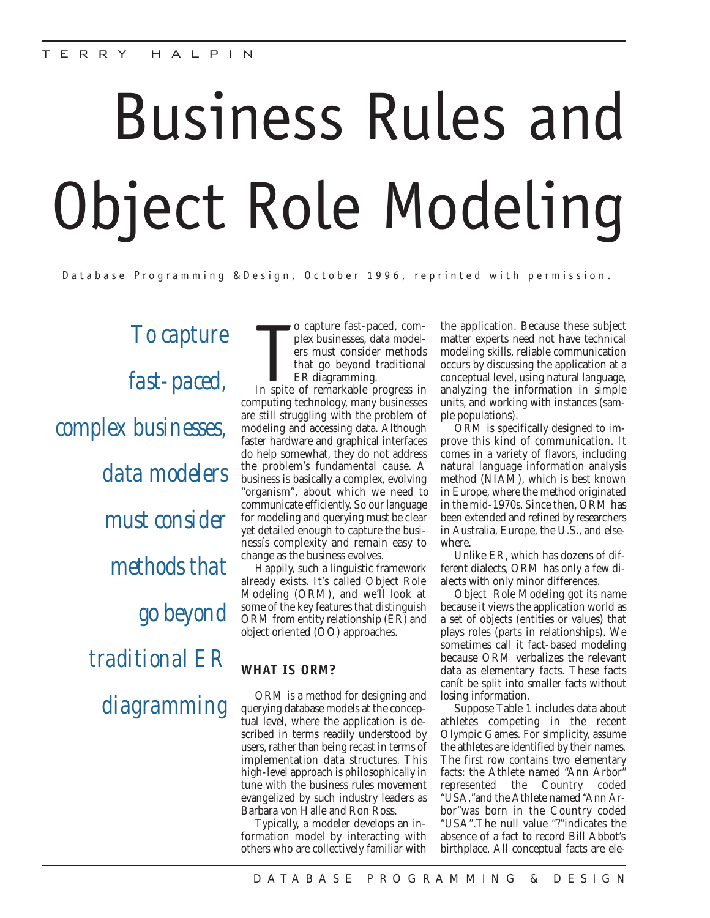TERRY HALPIN

# Business Rules and Object Role Modeling

Database Programming & Design, October 1996, reprinted with permission.

*To capture fast-paced, complex businesses, data modelers must consider methods that go beyond traditional ER diagramming*

To capture fast-paced, complex businesses, data modelers must consider methods that go beyond traditional ER diagramming.

In spite of remarkable progress in computing technology, many businesses are still struggling with the problem of modeling and accessing data. Although faster hardware and graphical interfaces do help somewhat, they do not address the problem's fundamental cause. A business is basically a complex, evolving "organism", about which we need to communicate efficiently. So our language for modeling and querying must be clear yet detailed enough to capture the businessís complexity and remain easy to change as the business evolves.

Happily, such a linguistic framework already exists. It's called Object Role Modeling (ORM), and we'll look at some of the key features that distinguish ORM from entity relationship (ER) and object oriented (OO) approaches.

## WHAT IS ORM?

ORM is a method for designing and querying database models at the conceptual level, where the application is described in terms readily understood by users, rather than being recast in terms of implementation data structures. This high-level approach is philosophically in tune with the business rules movement evangelized by such industry leaders as Barbara von Halle and Ron Ross.

Typically, a modeler develops an information model by interacting with others who are collectively familiar with the application. Because these subject matter experts need not have technical modeling skills, reliable communication occurs by discussing the application at a conceptual level, using natural language, analyzing the information in simple units, and working with instances (sample populations).

ORM is specifically designed to improve this kind of communication. It comes in a variety of flavors, including natural language information analysis method (NIAM), which is best known in Europe, where the method originated in the mid-1970s. Since then, ORM has been extended and refined by researchers in Australia, Europe, the U.S., and elsewhere.

Unlike ER, which has dozens of different dialects, ORM has only a few dialects with only minor differences.

Object Role Modeling got its name because it views the application world as a set of objects (entities or values) that plays roles (parts in relationships). We sometimes call it fact-based modeling because ORM verbalizes the relevant data as elementary facts. These facts canít be split into smaller facts without losing information.

Suppose Table 1 includes data about athletes competing in the recent Olympic Games. For simplicity, assume the athletes are identified by their names. The first row contains two elementary facts: the Athlete named "Ann Arbor" represented the Country coded "USA,"and the Athlete named "Ann Arbor"was born in the Country coded "USA".The null value "?"indicates the absence of a fact to record Bill Abbot's birthplace. All conceptual facts are ele-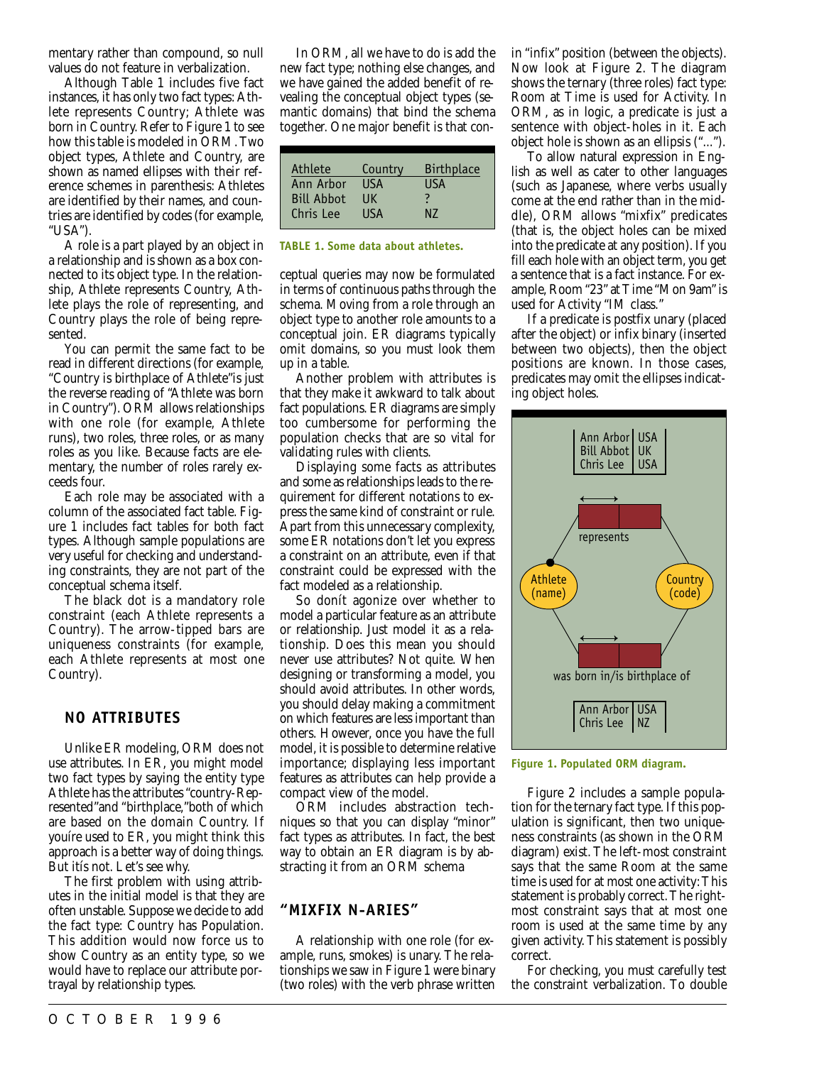mentary rather than compound, so null values do not feature in verbalization.

Although Table 1 includes five fact instances, it has only two fact types: Athlete represents Country; Athlete was born in Country. Refer to Figure 1 to see how this table is modeled in ORM. Two object types, Athlete and Country, are shown as named ellipses with their reference schemes in parenthesis: Athletes are identified by their names, and countries are identified by codes (for example, "USA").

A role is a part played by an object in a relationship and is shown as a box connected to its object type. In the relationship, Athlete represents Country, Athlete plays the role of representing, and Country plays the role of being represented.

You can permit the same fact to be read in different directions (for example, "Country is birthplace of Athlete"is just the reverse reading of "Athlete was born in Country"). ORM allows relationships with one role (for example, Athlete runs), two roles, three roles, or as many roles as you like. Because facts are elementary, the number of roles rarely exceeds four.

Each role may be associated with a column of the associated fact table. Figure 1 includes fact tables for both fact types. Although sample populations are very useful for checking and understanding constraints, they are not part of the conceptual schema itself.

The black dot is a mandatory role constraint (each Athlete represents a Country). The arrow-tipped bars are uniqueness constraints (for example, each Athlete represents at most one Country).

## NO ATTRIBUTES

Unlike ER modeling, ORM does not use attributes. In ER, you might model two fact types by saying the entity type Athlete has the attributes "country-Represented"and "birthplace,"both of which are based on the domain Country. If youíre used to ER, you might think this approach is a better way of doing things. But itís not. Let's see why.

The first problem with using attributes in the initial model is that they are often unstable. Suppose we decide to add the fact type: Country has Population. This addition would now force us to show Country as an entity type, so we would have to replace our attribute portrayal by relationship types.

In ORM, all we have to do is add the new fact type; nothing else changes, and we have gained the added benefit of revealing the conceptual object types (semantic domains) that bind the schema together. One major benefit is that conceptual queries may now be formulated in terms of continuous paths through the schema. Moving from a role through an object type to another role amounts to a conceptual join. ER diagrams typically omit domains, so you must look them up in a table.

| Athlete | Country | Birthplace |
|---|---|---|
| Ann Arbor | USA | USA |
| Bill Abbot | UK | ? |
| Chris Lee | USA | NZ |

**TABLE 1. Some data about athletes.**

Another problem with attributes is that they make it awkward to talk about fact populations. ER diagrams are simply too cumbersome for performing the population checks that are so vital for validating rules with clients.

Displaying some facts as attributes and some as relationships leads to the requirement for different notations to express the same kind of constraint or rule. Apart from this unnecessary complexity, some ER notations don't let you express a constraint on an attribute, even if that constraint could be expressed with the fact modeled as a relationship.

So donít agonize over whether to model a particular feature as an attribute or relationship. Just model it as a relationship. Does this mean you should never use attributes? Not quite. When designing or transforming a model, you should avoid attributes. In other words, you should delay making a commitment on which features are less important than others. However, once you have the full model, it is possible to determine relative importance; displaying less important features as attributes can help provide a compact view of the model.

ORM includes abstraction techniques so that you can display "minor" fact types as attributes. In fact, the best way to obtain an ER diagram is by abstracting it from an ORM schema

## "MIXFIX N-ARIES"

A relationship with one role (for example, runs, smokes) is unary. The relationships we saw in Figure 1 were binary (two roles) with the verb phrase written in "infix" position (between the objects). Now look at Figure 2. The diagram shows the ternary (three roles) fact type: Room at Time is used for Activity. In ORM, as in logic, a predicate is just a sentence with object-holes in it. Each object hole is shown as an ellipsis ("...").

To allow natural expression in English as well as cater to other languages (such as Japanese, where verbs usually come at the end rather than in the middle), ORM allows "mixfix" predicates (that is, the object holes can be mixed into the predicate at any position). If you fill each hole with an object term, you get a sentence that is a fact instance. For example, Room "23" at Time "Mon 9am" is used for Activity "IM class."

If a predicate is postfix unary (placed after the object) or infix binary (inserted between two objects), then the object positions are known. In those cases, predicates may omit the ellipses indicating object holes.

**Figure 1. Populated ORM diagram.**

Figure 2 includes a sample population for the ternary fact type. If this population is significant, then two uniqueness constraints (as shown in the ORM diagram) exist. The left-most constraint says that the same Room at the same time is used for at most one activity: This statement is probably correct. The rightmost constraint says that at most one room is used at the same time by any given activity. This statement is possibly correct.

For checking, you must carefully test the constraint verbalization. To double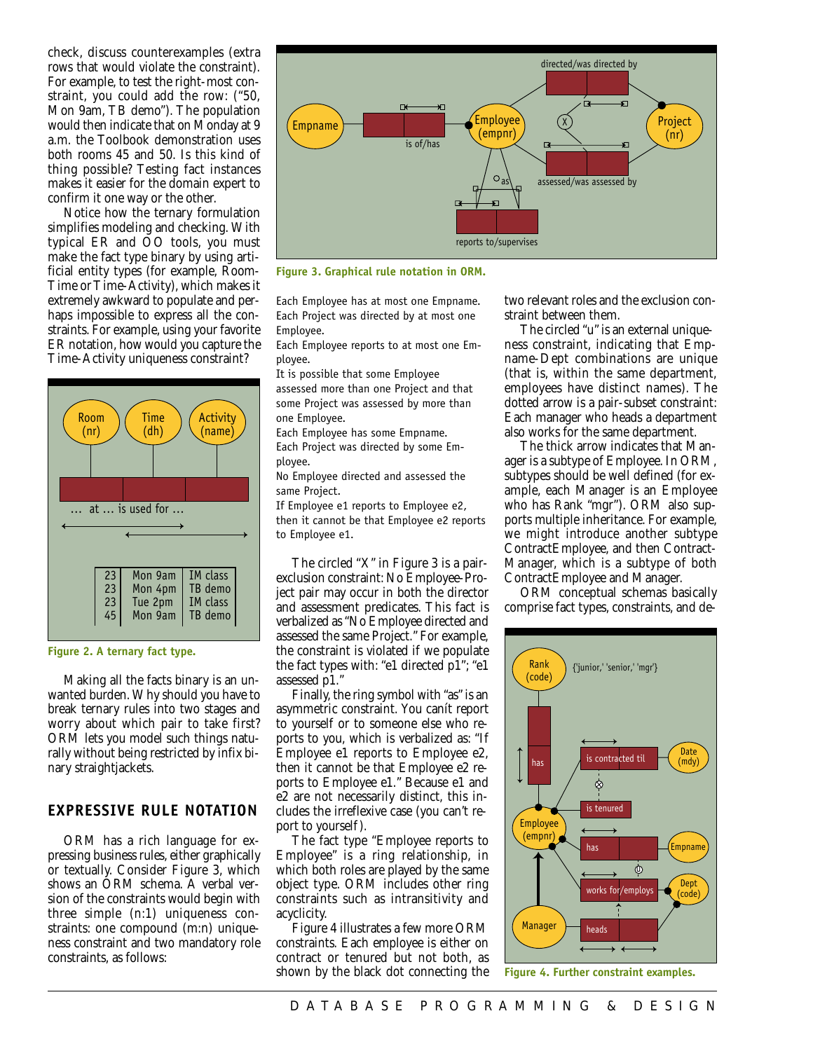check, discuss counterexamples (extra rows that would violate the constraint). For example, to test the right-most constraint, you could add the row: ("50, Mon 9am, TB demo"). The population would then indicate that on Monday at 9 a.m. the Toolbook demonstration uses both rooms 45 and 50. Is this kind of thing possible? Testing fact instances makes it easier for the domain expert to confirm it one way or the other.

Notice how the ternary formulation simplifies modeling and checking. With typical ER and OO tools, you must make the fact type binary by using artificial entity types (for example, Room-Time or Time-Activity), which makes it extremely awkward to populate and perhaps impossible to express all the constraints. For example, using your favorite ER notation, how would you capture the Time-Activity uniqueness constraint?

| Room (nr) | Time (dh) | Activity (name) |
|---|---|---|
| 23 | Mon 9am | IM class |
| 23 | Mon 4pm | TB demo |
| 23 | Tue 2pm | IM class |
| 45 | Mon 9am | TB demo |

... at ... is used for ...

**Figure 2. A ternary fact type.**

Making all the facts binary is an unwanted burden. Why should you have to break ternary rules into two stages and worry about which pair to take first? ORM lets you model such things naturally without being restricted by infix binary straightjackets.

## EXPRESSIVE RULE NOTATION

ORM has a rich language for expressing business rules, either graphically or textually. Consider Figure 3, which shows an ORM schema. A verbal version of the constraints would begin with three simple (n:1) uniqueness constraints: one compound (m:n) uniqueness constraint and two mandatory role constraints, as follows:

**Figure 3. Graphical rule notation in ORM.**

Each Employee has at most one Empname.
Each Project was directed by at most one Employee.
Each Employee reports to at most one Employee.
It is possible that some Employee assessed more than one Project and that some Project was assessed by more than one Employee.
Each Employee has some Empname.
Each Project was directed by some Employee.
No Employee directed and assessed the same Project.
If Employee e1 reports to Employee e2, then it cannot be that Employee e2 reports to Employee e1.

The circled "X" in Figure 3 is a pair-exclusion constraint: No Employee-Project pair may occur in both the director and assessment predicates. This fact is verbalized as "No Employee directed and assessed the same Project." For example, the constraint is violated if we populate the fact types with: "e1 directed p1"; "e1 assessed p1."

Finally, the ring symbol with "as" is an asymmetric constraint. You canít report to yourself or to someone else who reports to you, which is verbalized as: "If Employee e1 reports to Employee e2, then it cannot be that Employee e2 reports to Employee e1." Because e1 and e2 are not necessarily distinct, this includes the irreflexive case (you can't report to yourself).

The fact type "Employee reports to Employee" is a ring relationship, in which both roles are played by the same object type. ORM includes other ring constraints such as intransitivity and acyclicity.

Figure 4 illustrates a few more ORM constraints. Each employee is either on contract or tenured but not both, as shown by the black dot connecting the two relevant roles and the exclusion constraint between them.

The circled "u" is an external uniqueness constraint, indicating that Empname-Dept combinations are unique (that is, within the same department, employees have distinct names). The dotted arrow is a pair-subset constraint: Each manager who heads a department also works for the same department.

The thick arrow indicates that Manager is a subtype of Employee. In ORM, subtypes should be well defined (for example, each Manager is an Employee who has Rank "mgr"). ORM also supports multiple inheritance. For example, we might introduce another subtype ContractEmployee, and then ContractManager, which is a subtype of both ContractEmployee and Manager.

ORM conceptual schemas basically comprise fact types, constraints, and de-

**Figure 4. Further constraint examples.**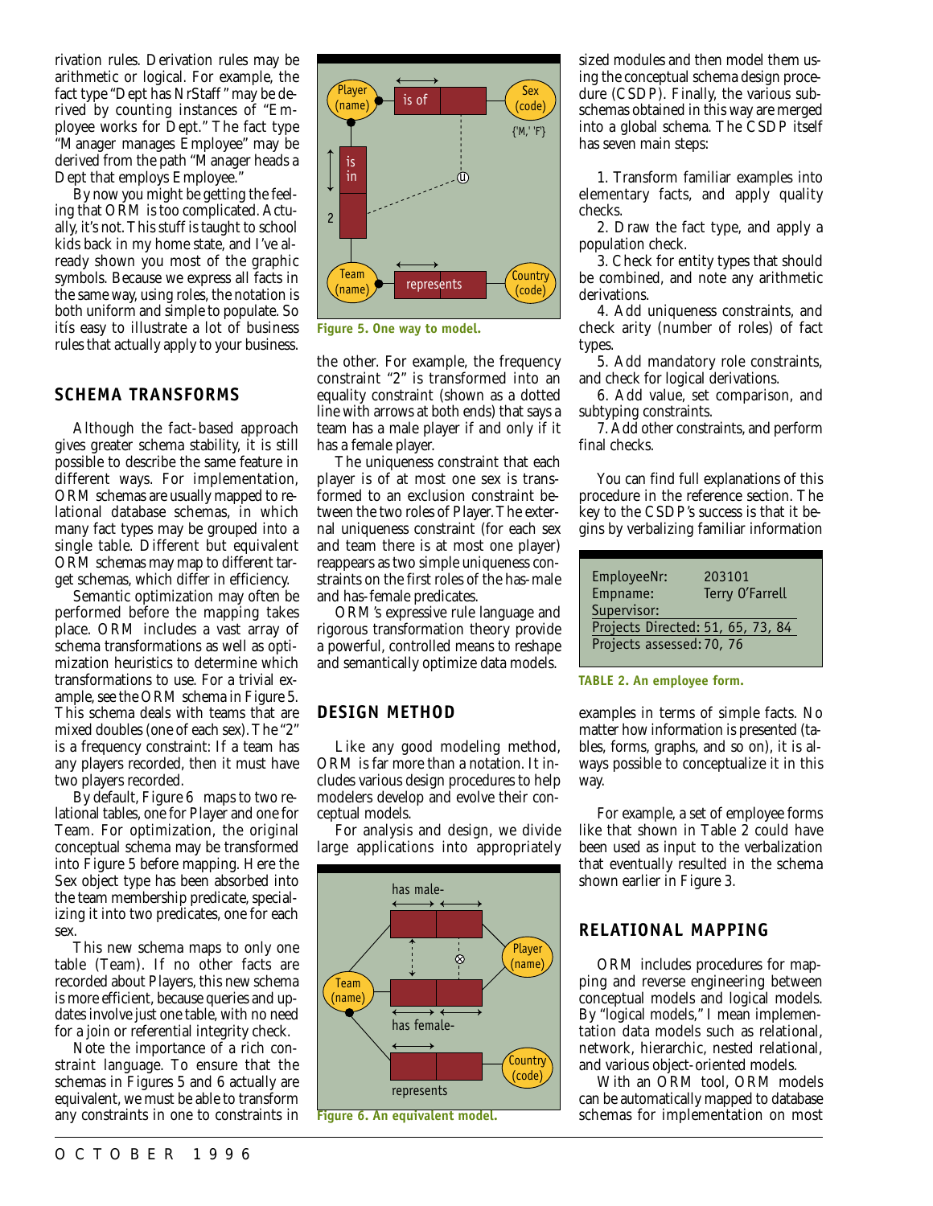rivation rules. Derivation rules may be arithmetic or logical. For example, the fact type "Dept has NrStaff" may be derived by counting instances of "Employee works for Dept." The fact type "Manager manages Employee" may be derived from the path "Manager heads a Dept that employs Employee."

By now you might be getting the feeling that ORM is too complicated. Actually, it's not. This stuff is taught to school kids back in my home state, and I've already shown you most of the graphic symbols. Because we express all facts in the same way, using roles, the notation is both uniform and simple to populate. So itís easy to illustrate a lot of business rules that actually apply to your business.

## SCHEMA TRANSFORMS

Although the fact-based approach gives greater schema stability, it is still possible to describe the same feature in different ways. For implementation, ORM schemas are usually mapped to relational database schemas, in which many fact types may be grouped into a single table. Different but equivalent ORM schemas may map to different target schemas, which differ in efficiency.

Semantic optimization may often be performed before the mapping takes place. ORM includes a vast array of schema transformations as well as optimization heuristics to determine which transformations to use. For a trivial example, see the ORM schema in Figure 5. This schema deals with teams that are mixed doubles (one of each sex). The "2" is a frequency constraint: If a team has any players recorded, then it must have two players recorded.

By default, Figure 6 maps to two relational tables, one for Player and one for Team. For optimization, the original conceptual schema may be transformed into Figure 5 before mapping. Here the Sex object type has been absorbed into the team membership predicate, specializing it into two predicates, one for each sex.

This new schema maps to only one table (Team). If no other facts are recorded about Players, this new schema is more efficient, because queries and updates involve just one table, with no need for a join or referential integrity check.

Note the importance of a rich constraint language. To ensure that the schemas in Figures 5 and 6 actually are equivalent, we must be able to transform any constraints in one to constraints in the other. For example, the frequency constraint "2" is transformed into an equality constraint (shown as a dotted line with arrows at both ends) that says a team has a male player if and only if it has a female player.

The uniqueness constraint that each player is of at most one sex is transformed into an exclusion constraint between the two roles of Player. The external uniqueness constraint (for each sex and team there is at most one player) reappears as two simple uniqueness constraints on the first roles of the has-male and has-female predicates.

ORM's expressive rule language and rigorous transformation theory provide a powerful, controlled means to reshape and semantically optimize data models.

**Figure 5. One way to model.**

## DESIGN METHOD

Like any good modeling method, ORM is far more than a notation. It includes various design procedures to help modelers develop and evolve their conceptual models.

For analysis and design, we divide large applications into appropriately sized modules and then model them using the conceptual schema design procedure (CSDP). Finally, the various subschemas obtained in this way are merged into a global schema. The CSDP itself has seven main steps:

1. Transform familiar examples into elementary facts, and apply quality checks.
2. Draw the fact type, and apply a population check.
3. Check for entity types that should be combined, and note any arithmetic derivations.
4. Add uniqueness constraints, and check arity (number of roles) of fact types.
5. Add mandatory role constraints, and check for logical derivations.
6. Add value, set comparison, and subtyping constraints.
7. Add other constraints, and perform final checks.

**Figure 6. An equivalent model.**

You can find full explanations of this procedure in the reference section. The key to the CSDP's success is that it begins by verbalizing familiar information examples in terms of simple facts. No matter how information is presented (tables, forms, graphs, and so on), it is always possible to conceptualize it in this way.

| EmployeeNr: | 203101 |
|---|---|
| Empname: | Terry O'Farrell |
| Supervisor: | |
| Projects Directed: | 51, 65, 73, 84 |
| Projects assessed: | 70, 76 |

**TABLE 2. An employee form.**

For example, a set of employee forms like that shown in Table 2 could have been used as input to the verbalization that eventually resulted in the schema shown earlier in Figure 3.

## RELATIONAL MAPPING

ORM includes procedures for mapping and reverse engineering between conceptual models and logical models. By "logical models," I mean implementation data models such as relational, network, hierarchic, nested relational, and various object-oriented models.

With an ORM tool, ORM models can be automatically mapped to database schemas for implementation on most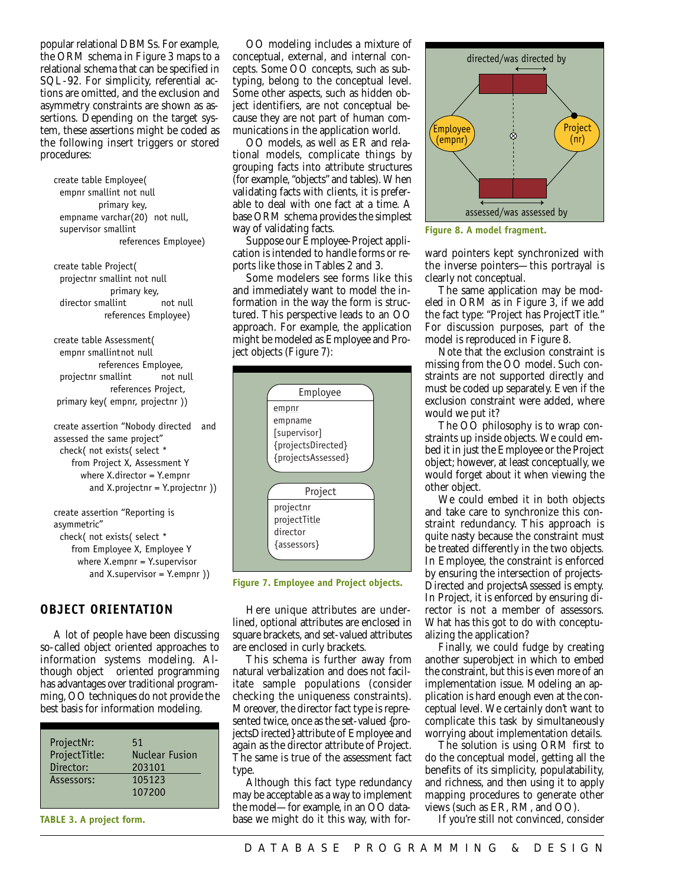popular relational DBMSs. For example, the ORM schema in Figure 3 maps to a relational schema that can be specified in SQL-92. For simplicity, referential actions are omitted, and the exclusion and asymmetry constraints are shown as assertions. Depending on the target system, these assertions might be coded as the following insert triggers or stored procedures:

```
create table Employee(
  empnr smallint not null
            primary key,
  empname varchar(20)  not null,
  supervisor smallint
                references Employee)

create table Project(
  projectnr smallint not null
              primary key,
  director smallint          not null
            references Employee)

create table Assessment(
  empnr smallintnot null
            references Employee,
  projectnr smallint          not null
              references Project,
 primary key( empnr, projectnr ))

create assertion "Nobody directed   and
assessed the same project"
  check( not exists( select *
     from Project X, Assessment Y
        where X.director = Y.empnr
           and X.projectnr = Y.projectnr ))

create assertion "Reporting is
asymmetric"
  check( not exists( select *
     from Employee X, Employee Y
       where X.empnr = Y.supervisor
           and X.supervisor = Y.empnr ))
```

## OBJECT ORIENTATION

A lot of people have been discussing so-called object oriented approaches to information systems modeling. Although object oriented programming has advantages over traditional programming, OO techniques do not provide the best basis for information modeling.

| | |
|---|---|
| ProjectNr: | 51 |
| ProjectTitle: | Nuclear Fusion |
| Director: | 203101 |
| Assessors: | 105123<br>107200 |

TABLE 3. A project form.

OO modeling includes a mixture of conceptual, external, and internal concepts. Some OO concepts, such as subtyping, belong to the conceptual level. Some other aspects, such as hidden object identifiers, are not conceptual because they are not part of human communications in the application world.

OO models, as well as ER and relational models, complicate things by grouping facts into attribute structures (for example, "objects" and tables). When validating facts with clients, it is preferable to deal with one fact at a time. A base ORM schema provides the simplest way of validating facts.

Suppose our Employee-Project application is intended to handle forms or reports like those in Tables 2 and 3.

Some modelers see forms like this and immediately want to model the information in the way the form is structured. This perspective leads to an OO approach. For example, the application might be modeled as Employee and Project objects (Figure 7):

Employee
- empnr
- empname
- [supervisor]
- {projectsDirected}
- {projectsAssessed}

Project
- projectnr
- projectTitle
- director
- {assessors}

Figure 7. Employee and Project objects.

Here unique attributes are underlined, optional attributes are enclosed in square brackets, and set-valued attributes are enclosed in curly brackets.

This schema is further away from natural verbalization and does not facilitate sample populations (consider checking the uniqueness constraints). Moreover, the director fact type is represented twice, once as the set-valued {projectsDirected} attribute of Employee and again as the director attribute of Project. The same is true of the assessment fact type.

Although this fact type redundancy may be acceptable as a way to implement the model—for example, in an OO database we might do it this way, with forward pointers kept synchronized with the inverse pointers—this portrayal is clearly not conceptual.

Figure 8. A model fragment.

The same application may be modeled in ORM as in Figure 3, if we add the fact type: "Project has ProjectTitle." For discussion purposes, part of the model is reproduced in Figure 8.

Note that the exclusion constraint is missing from the OO model. Such constraints are not supported directly and must be coded up separately. Even if the exclusion constraint were added, where would we put it?

The OO philosophy is to wrap constraints up inside objects. We could embed it in just the Employee or the Project object; however, at least conceptually, we would forget about it when viewing the other object.

We could embed it in both objects and take care to synchronize this constraint redundancy. This approach is quite nasty because the constraint must be treated differently in the two objects. In Employee, the constraint is enforced by ensuring the intersection of projectsDirected and projectsAssessed is empty. In Project, it is enforced by ensuring director is not a member of assessors. What has this got to do with conceptualizing the application?

Finally, we could fudge by creating another superobject in which to embed the constraint, but this is even more of an implementation issue. Modeling an application is hard enough even at the conceptual level. We certainly don't want to complicate this task by simultaneously worrying about implementation details.

The solution is using ORM first to do the conceptual model, getting all the benefits of its simplicity, populatability, and richness, and then using it to apply mapping procedures to generate other views (such as ER, RM, and OO).

If you're still not convinced, consider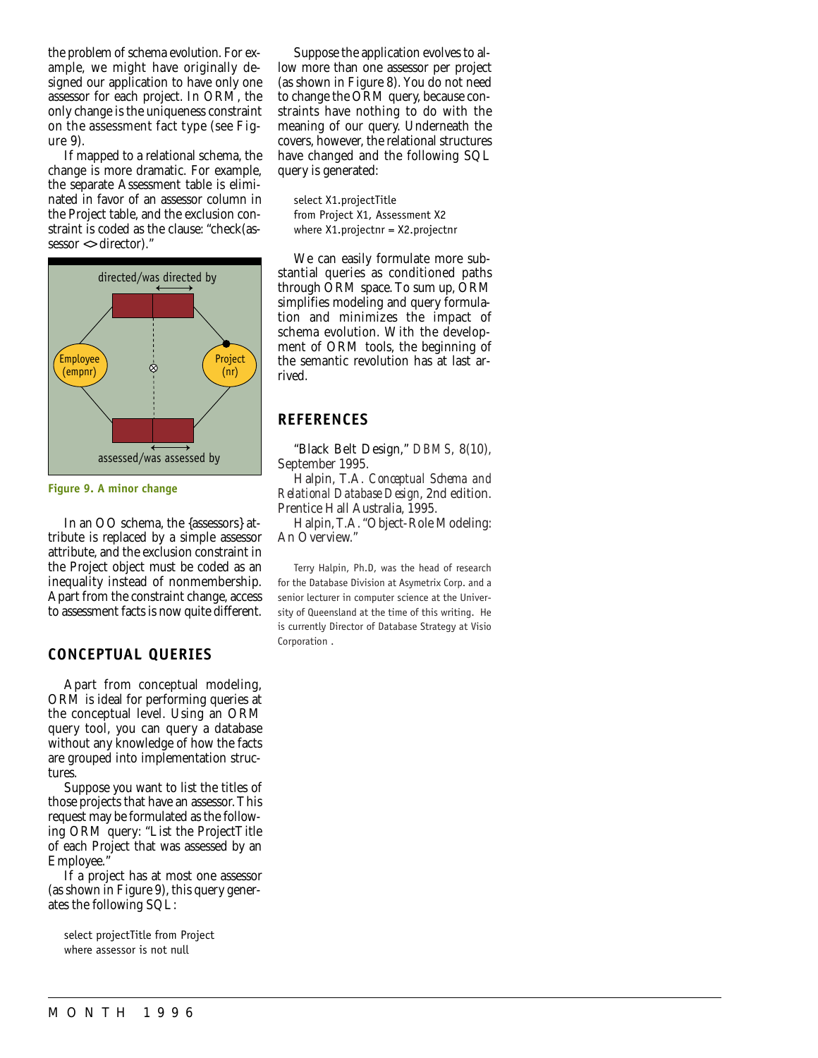the problem of schema evolution. For example, we might have originally designed our application to have only one assessor for each project. In ORM, the only change is the uniqueness constraint on the assessment fact type (see Figure 9).

If mapped to a relational schema, the change is more dramatic. For example, the separate Assessment table is eliminated in favor of an assessor column in the Project table, and the exclusion constraint is coded as the clause: "check(assessor <> director)."

directed/was directed by

Employee (empnr)

Project (nr)

assessed/was assessed by

**Figure 9. A minor change**

In an OO schema, the {assessors} attribute is replaced by a simple assessor attribute, and the exclusion constraint in the Project object must be coded as an inequality instead of nonmembership. Apart from the constraint change, access to assessment facts is now quite different.

## CONCEPTUAL QUERIES

Apart from conceptual modeling, ORM is ideal for performing queries at the conceptual level. Using an ORM query tool, you can query a database without any knowledge of how the facts are grouped into implementation structures.

Suppose you want to list the titles of those projects that have an assessor. This request may be formulated as the following ORM query: "List the ProjectTitle of each Project that was assessed by an Employee."

If a project has at most one assessor (as shown in Figure 9), this query generates the following SQL:

```
select projectTitle from Project
where assessor is not null
```

Suppose the application evolves to allow more than one assessor per project (as shown in Figure 8). You do not need to change the ORM query, because constraints have nothing to do with the meaning of our query. Underneath the covers, however, the relational structures have changed and the following SQL query is generated:

```
select X1.projectTitle
from Project X1, Assessment X2
where X1.projectnr = X2.projectnr
```

We can easily formulate more substantial queries as conditioned paths through ORM space. To sum up, ORM simplifies modeling and query formulation and minimizes the impact of schema evolution. With the development of ORM tools, the beginning of the semantic revolution has at last arrived.

## REFERENCES

"Black Belt Design," *DBMS*, 8(10), September 1995.

Halpin, T.A. *Conceptual Schema and Relational Database Design*, 2nd edition. Prentice Hall Australia, 1995.

Halpin, T.A. "Object-Role Modeling: An Overview."

Terry Halpin, Ph.D, was the head of research for the Database Division at Asymetrix Corp. and a senior lecturer in computer science at the University of Queensland at the time of this writing. He is currently Director of Database Strategy at Visio Corporation .